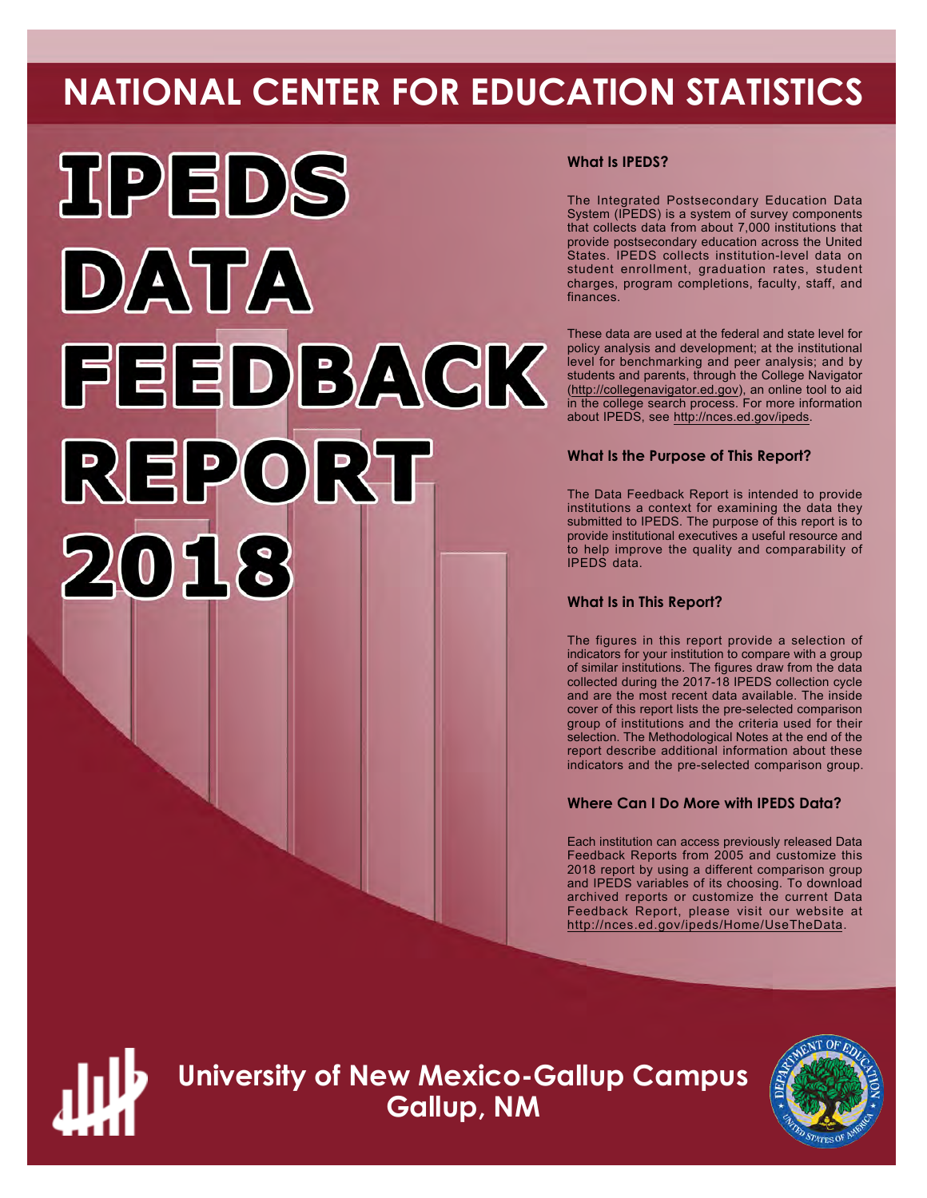# NATIONAL CENTER FOR EDUCATION STATISTICS

# IPEDS DATA FEEDBACK REPORT 2018

### What Is IPEDS?

The Integrated Postsecondary Education Data System (IPEDS) is a system of survey components that collects data from about 7,000 institutions that provide postsecondary education across the United States. IPEDS collects institution-level data on student enrollment, graduation rates, student charges, program completions, faculty, staff, and finances.

These data are used at the federal and state level for policy analysis and development; at the institutional level for benchmarking and peer analysis; and by students and parents, through the College Navigator (http://collegenavigator.ed.gov), an online tool to aid in the college search process. For more information about IPEDS, see http://nces.ed.gov/ipeds.

### What Is the Purpose of This Report?

The Data Feedback Report is intended to provide institutions a context for examining the data they submitted to IPEDS. The purpose of this report is to provide institutional executives a useful resource and to help improve the quality and comparability of IPEDS data.

### What Is in This Report?

The figures in this report provide a selection of indicators for your institution to compare with a group of similar institutions. The figures draw from the data collected during the 2017-18 IPEDS collection cycle and are the most recent data available. The inside cover of this report lists the pre-selected comparison group of institutions and the criteria used for their selection. The Methodological Notes at the end of the report describe additional information about these indicators and the pre-selected comparison group.

### Where Can I Do More with IPEDS Data?

Each institution can access previously released Data Feedback Reports from 2005 and customize this 2018 report by using a different comparison group and IPEDS variables of its choosing. To download archived reports or customize the current Data Feedback Report, please visit our website at http://nces.ed.gov/ipeds/Home/UseTheData.

## University of New Mexico-Gallup Campus
## Gallup, NM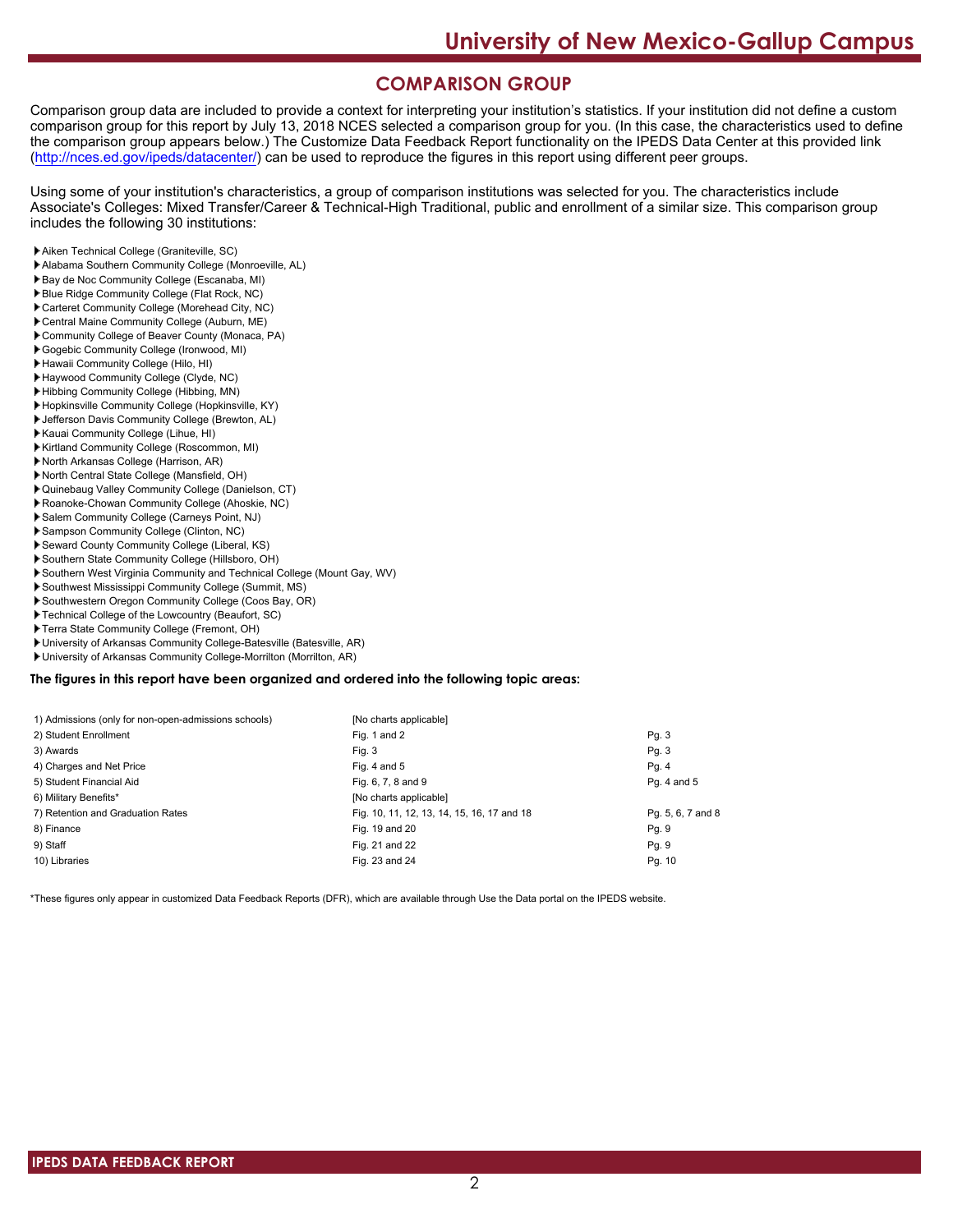## COMPARISON GROUP

Comparison group data are included to provide a context for interpreting your institution's statistics. If your institution did not define a custom comparison group for this report by July 13, 2018 NCES selected a comparison group for you. (In this case, the characteristics used to define the comparison group appears below.) The Customize Data Feedback Report functionality on the IPEDS Data Center at this provided link (http://nces.ed.gov/ipeds/datacenter/) can be used to reproduce the figures in this report using different peer groups.

Using some of your institution's characteristics, a group of comparison institutions was selected for you. The characteristics include Associate's Colleges: Mixed Transfer/Career & Technical-High Traditional, public and enrollment of a similar size. This comparison group includes the following 30 institutions:

- Aiken Technical College (Graniteville, SC)
- Alabama Southern Community College (Monroeville, AL)
- Bay de Noc Community College (Escanaba, MI)
- Blue Ridge Community College (Flat Rock, NC)
- Carteret Community College (Morehead City, NC)
- Central Maine Community College (Auburn, ME)
- Community College of Beaver County (Monaca, PA)
- Gogebic Community College (Ironwood, MI)
- Hawaii Community College (Hilo, HI)
- Haywood Community College (Clyde, NC)
- Hibbing Community College (Hibbing, MN)
- Hopkinsville Community College (Hopkinsville, KY)
- Jefferson Davis Community College (Brewton, AL)
- Kauai Community College (Lihue, HI)
- Kirtland Community College (Roscommon, MI)
- North Arkansas College (Harrison, AR)
- North Central State College (Mansfield, OH)
- Quinebaug Valley Community College (Danielson, CT)
- Roanoke-Chowan Community College (Ahoskie, NC)
- Salem Community College (Carneys Point, NJ)
- Sampson Community College (Clinton, NC)
- Seward County Community College (Liberal, KS)
- Southern State Community College (Hillsboro, OH)
- Southern West Virginia Community and Technical College (Mount Gay, WV)
- Southwest Mississippi Community College (Summit, MS)
- Southwestern Oregon Community College (Coos Bay, OR)
- Technical College of the Lowcountry (Beaufort, SC)
- Terra State Community College (Fremont, OH)
- University of Arkansas Community College-Batesville (Batesville, AR)
- University of Arkansas Community College-Morrilton (Morrilton, AR)

**The figures in this report have been organized and ordered into the following topic areas:**

| Topic area | Figures | Pages |
|---|---|---|
| 1) Admissions (only for non-open-admissions schools) | [No charts applicable] | |
| 2) Student Enrollment | Fig. 1 and 2 | Pg. 3 |
| 3) Awards | Fig. 3 | Pg. 3 |
| 4) Charges and Net Price | Fig. 4 and 5 | Pg. 4 |
| 5) Student Financial Aid | Fig. 6, 7, 8 and 9 | Pg. 4 and 5 |
| 6) Military Benefits* | [No charts applicable] | |
| 7) Retention and Graduation Rates | Fig. 10, 11, 12, 13, 14, 15, 16, 17 and 18 | Pg. 5, 6, 7 and 8 |
| 8) Finance | Fig. 19 and 20 | Pg. 9 |
| 9) Staff | Fig. 21 and 22 | Pg. 9 |
| 10) Libraries | Fig. 23 and 24 | Pg. 10 |

*These figures only appear in customized Data Feedback Reports (DFR), which are available through Use the Data portal on the IPEDS website.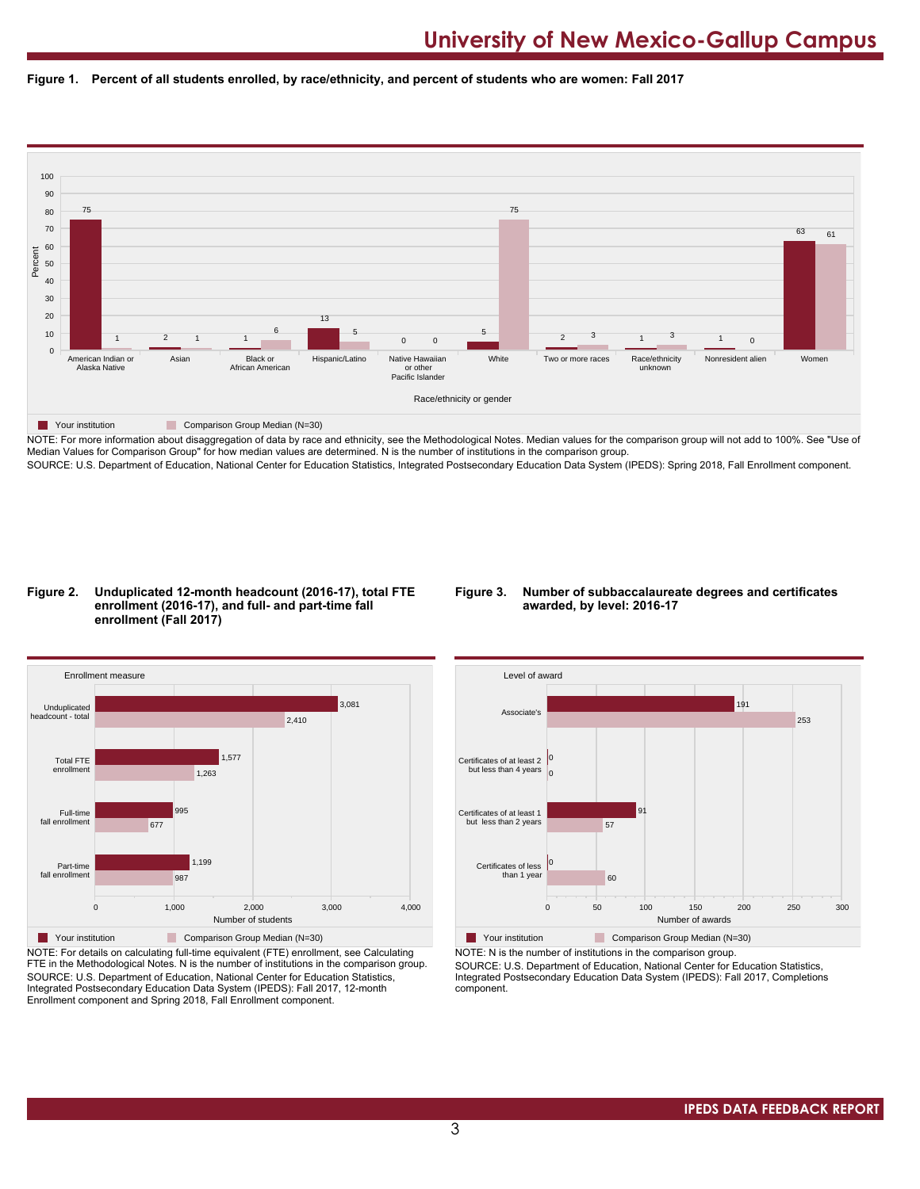# University of New Mexico-Gallup Campus

**Figure 1. Percent of all students enrolled, by race/ethnicity, and percent of students who are women: Fall 2017**

| Race/ethnicity or gender | Your institution | Comparison Group Median (N=30) |
|---|---|---|
| American Indian or Alaska Native | 75 | 1 |
| Asian | 2 | 1 |
| Black or African American | 1 | 6 |
| Hispanic/Latino | 13 | 5 |
| Native Hawaiian or other Pacific Islander | 0 | 0 |
| White | 5 | 75 |
| Two or more races | 2 | 3 |
| Race/ethnicity unknown | 1 | 3 |
| Nonresident alien | 1 | 0 |
| Women | 63 | 61 |

NOTE: For more information about disaggregation of data by race and ethnicity, see the Methodological Notes. Median values for the comparison group will not add to 100%. See "Use of Median Values for Comparison Group" for how median values are determined. N is the number of institutions in the comparison group.
SOURCE: U.S. Department of Education, National Center for Education Statistics, Integrated Postsecondary Education Data System (IPEDS): Spring 2018, Fall Enrollment component.

**Figure 2. Unduplicated 12-month headcount (2016-17), total FTE enrollment (2016-17), and full- and part-time fall enrollment (Fall 2017)**

| Enrollment measure | Your institution | Comparison Group Median (N=30) |
|---|---|---|
| Unduplicated headcount - total | 3,081 | 2,410 |
| Total FTE enrollment | 1,577 | 1,263 |
| Full-time fall enrollment | 995 | 677 |
| Part-time fall enrollment | 1,199 | 987 |

NOTE: For details on calculating full-time equivalent (FTE) enrollment, see Calculating FTE in the Methodological Notes. N is the number of institutions in the comparison group.
SOURCE: U.S. Department of Education, National Center for Education Statistics, Integrated Postsecondary Education Data System (IPEDS): Fall 2017, 12-month Enrollment component and Spring 2018, Fall Enrollment component.

**Figure 3. Number of subbaccalaureate degrees and certificates awarded, by level: 2016-17**

| Level of award | Your institution | Comparison Group Median (N=30) |
|---|---|---|
| Associate's | 191 | 253 |
| Certificates of at least 2 but less than 4 years | 0 | 0 |
| Certificates of at least 1 but less than 2 years | 91 | 57 |
| Certificates of less than 1 year | 0 | 60 |

NOTE: N is the number of institutions in the comparison group.
SOURCE: U.S. Department of Education, National Center for Education Statistics, Integrated Postsecondary Education Data System (IPEDS): Fall 2017, Completions component.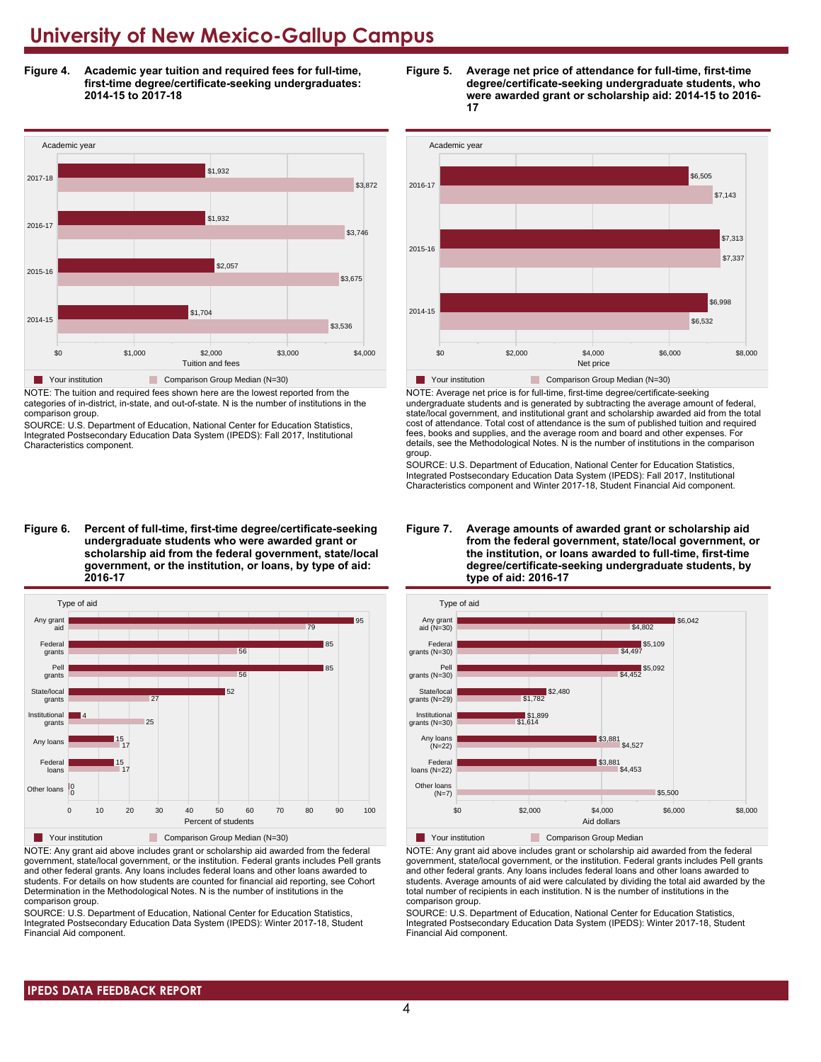# University of New Mexico-Gallup Campus

**Figure 4. Academic year tuition and required fees for full-time, first-time degree/certificate-seeking undergraduates: 2014-15 to 2017-18**

| Academic year | Your institution | Comparison Group Median (N=30) |
|---|---|---|
| 2017-18 | $1,932 | $3,872 |
| 2016-17 | $1,932 | $3,746 |
| 2015-16 | $2,057 | $3,675 |
| 2014-15 | $1,704 | $3,536 |

NOTE: The tuition and required fees shown here are the lowest reported from the categories of in-district, in-state, and out-of-state. N is the number of institutions in the comparison group.

SOURCE: U.S. Department of Education, National Center for Education Statistics, Integrated Postsecondary Education Data System (IPEDS): Fall 2017, Institutional Characteristics component.

**Figure 5. Average net price of attendance for full-time, first-time degree/certificate-seeking undergraduate students, who were awarded grant or scholarship aid: 2014-15 to 2016-17**

| Academic year | Your institution | Comparison Group Median (N=30) |
|---|---|---|
| 2016-17 | $6,505 | $7,143 |
| 2015-16 | $7,313 | $7,337 |
| 2014-15 | $6,998 | $6,532 |

NOTE: Average net price is for full-time, first-time degree/certificate-seeking undergraduate students and is generated by subtracting the average amount of federal, state/local government, and institutional grant and scholarship awarded aid from the total cost of attendance. Total cost of attendance is the sum of published tuition and required fees, books and supplies, and the average room and board and other expenses. For details, see the Methodological Notes. N is the number of institutions in the comparison group.

SOURCE: U.S. Department of Education, National Center for Education Statistics, Integrated Postsecondary Education Data System (IPEDS): Fall 2017, Institutional Characteristics component and Winter 2017-18, Student Financial Aid component.

**Figure 6. Percent of full-time, first-time degree/certificate-seeking undergraduate students who were awarded grant or scholarship aid from the federal government, state/local government, or the institution, or loans, by type of aid: 2016-17**

| Type of aid | Your institution | Comparison Group Median (N=30) |
|---|---|---|
| Any grant aid | 95 | 79 |
| Federal grants | 85 | 56 |
| Pell grants | 85 | 56 |
| State/local grants | 52 | 27 |
| Institutional grants | 4 | 25 |
| Any loans | 15 | 17 |
| Federal loans | 15 | 17 |
| Other loans | 0 | 0 |

NOTE: Any grant aid above includes grant or scholarship aid awarded from the federal government, state/local government, or the institution. Federal grants includes Pell grants and other federal grants. Any loans includes federal loans and other loans awarded to students. For details on how students are counted for financial aid reporting, see Cohort Determination in the Methodological Notes. N is the number of institutions in the comparison group.

SOURCE: U.S. Department of Education, National Center for Education Statistics, Integrated Postsecondary Education Data System (IPEDS): Winter 2017-18, Student Financial Aid component.

**Figure 7. Average amounts of awarded grant or scholarship aid from the federal government, state/local government, or the institution, or loans awarded to full-time, first-time degree/certificate-seeking undergraduate students, by type of aid: 2016-17**

| Type of aid | Your institution | Comparison Group Median |
|---|---|---|
| Any grant aid (N=30) | $6,042 | $4,802 |
| Federal grants (N=30) | $5,109 | $4,497 |
| Pell grants (N=30) | $5,092 | $4,452 |
| State/local grants (N=29) | $2,480 | $1,782 |
| Institutional grants (N=30) | $1,899 | $1,614 |
| Any loans (N=22) | $3,881 | $4,527 |
| Federal loans (N=22) | $3,881 | $4,453 |
| Other loans (N=7) | | $5,500 |

NOTE: Any grant aid above includes grant or scholarship aid awarded from the federal government, state/local government, or the institution. Federal grants includes Pell grants and other federal grants. Any loans includes federal loans and other loans awarded to students. Average amounts of aid were calculated by dividing the total aid awarded by the total number of recipients in each institution. N is the number of institutions in the comparison group.

SOURCE: U.S. Department of Education, National Center for Education Statistics, Integrated Postsecondary Education Data System (IPEDS): Winter 2017-18, Student Financial Aid component.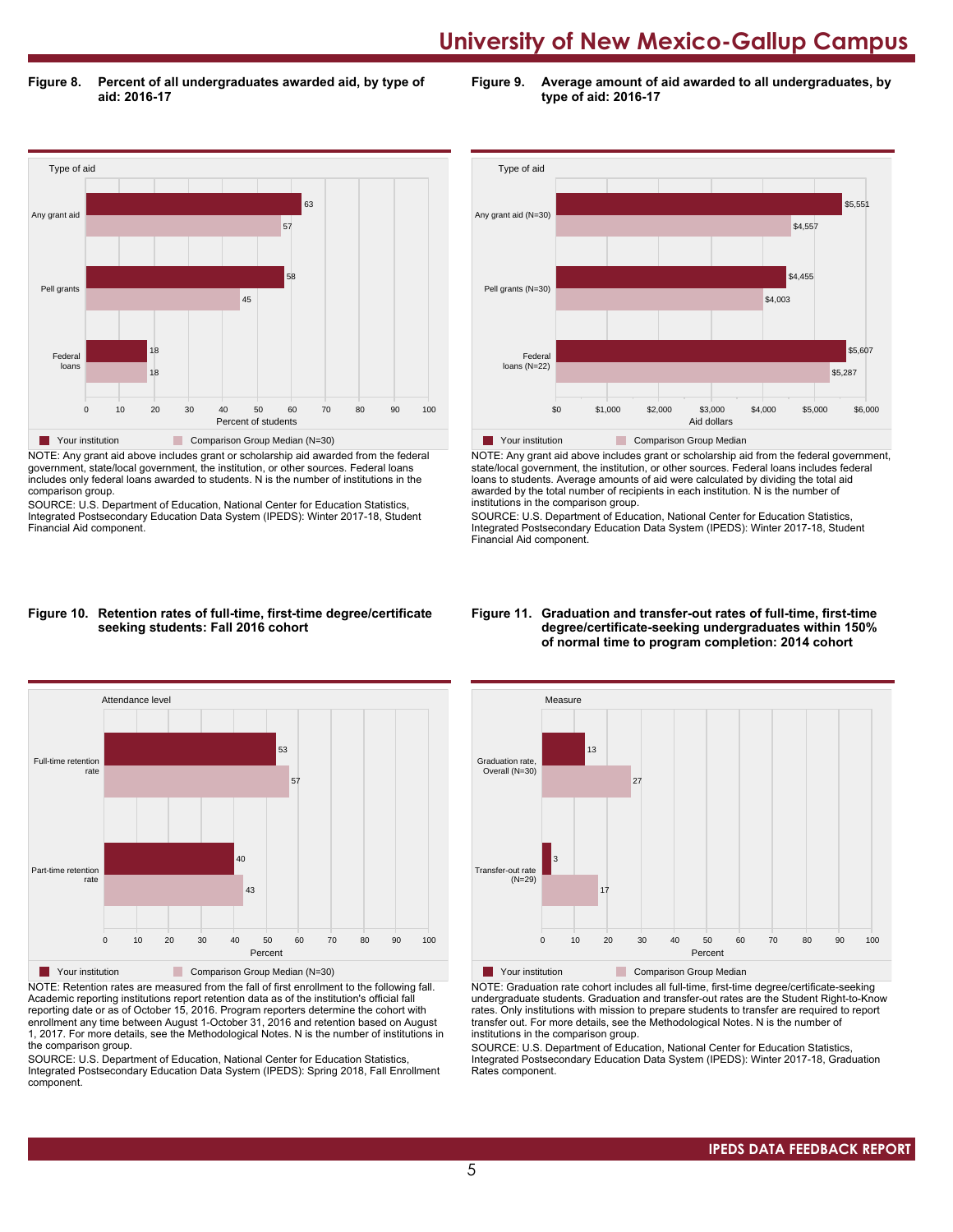# University of New Mexico-Gallup Campus

**Figure 8. Percent of all undergraduates awarded aid, by type of aid: 2016-17**

| Type of aid | Your institution | Comparison Group Median (N=30) |
|---|---|---|
| Any grant aid | 63 | 57 |
| Pell grants | 58 | 45 |
| Federal loans | 18 | 18 |

Percent of students

NOTE: Any grant aid above includes grant or scholarship aid awarded from the federal government, state/local government, the institution, or other sources. Federal loans includes only federal loans awarded to students. N is the number of institutions in the comparison group.

SOURCE: U.S. Department of Education, National Center for Education Statistics, Integrated Postsecondary Education Data System (IPEDS): Winter 2017-18, Student Financial Aid component.

**Figure 9. Average amount of aid awarded to all undergraduates, by type of aid: 2016-17**

| Type of aid | Your institution | Comparison Group Median |
|---|---|---|
| Any grant aid (N=30) | $5,551 | $4,557 |
| Pell grants (N=30) | $4,455 | $4,003 |
| Federal loans (N=22) | $5,607 | $5,287 |

Aid dollars

NOTE: Any grant aid above includes grant or scholarship aid from the federal government, state/local government, the institution, or other sources. Federal loans includes federal loans to students. Average amounts of aid were calculated by dividing the total aid awarded by the total number of recipients in each institution. N is the number of institutions in the comparison group.

SOURCE: U.S. Department of Education, National Center for Education Statistics, Integrated Postsecondary Education Data System (IPEDS): Winter 2017-18, Student Financial Aid component.

**Figure 10. Retention rates of full-time, first-time degree/certificate seeking students: Fall 2016 cohort**

| Attendance level | Your institution | Comparison Group Median (N=30) |
|---|---|---|
| Full-time retention rate | 53 | 57 |
| Part-time retention rate | 40 | 43 |

Percent

NOTE: Retention rates are measured from the fall of first enrollment to the following fall. Academic reporting institutions report retention data as of the institution's official fall reporting date or as of October 15, 2016. Program reporters determine the cohort with enrollment any time between August 1-October 31, 2016 and retention based on August 1, 2017. For more details, see the Methodological Notes. N is the number of institutions in the comparison group.

SOURCE: U.S. Department of Education, National Center for Education Statistics, Integrated Postsecondary Education Data System (IPEDS): Spring 2018, Fall Enrollment component.

**Figure 11. Graduation and transfer-out rates of full-time, first-time degree/certificate-seeking undergraduates within 150% of normal time to program completion: 2014 cohort**

| Measure | Your institution | Comparison Group Median |
|---|---|---|
| Graduation rate, Overall (N=30) | 13 | 27 |
| Transfer-out rate (N=29) | 3 | 17 |

Percent

NOTE: Graduation rate cohort includes all full-time, first-time degree/certificate-seeking undergraduate students. Graduation and transfer-out rates are the Student Right-to-Know rates. Only institutions with mission to prepare students to transfer are required to report transfer out. For more details, see the Methodological Notes. N is the number of institutions in the comparison group.

SOURCE: U.S. Department of Education, National Center for Education Statistics, Integrated Postsecondary Education Data System (IPEDS): Winter 2017-18, Graduation Rates component.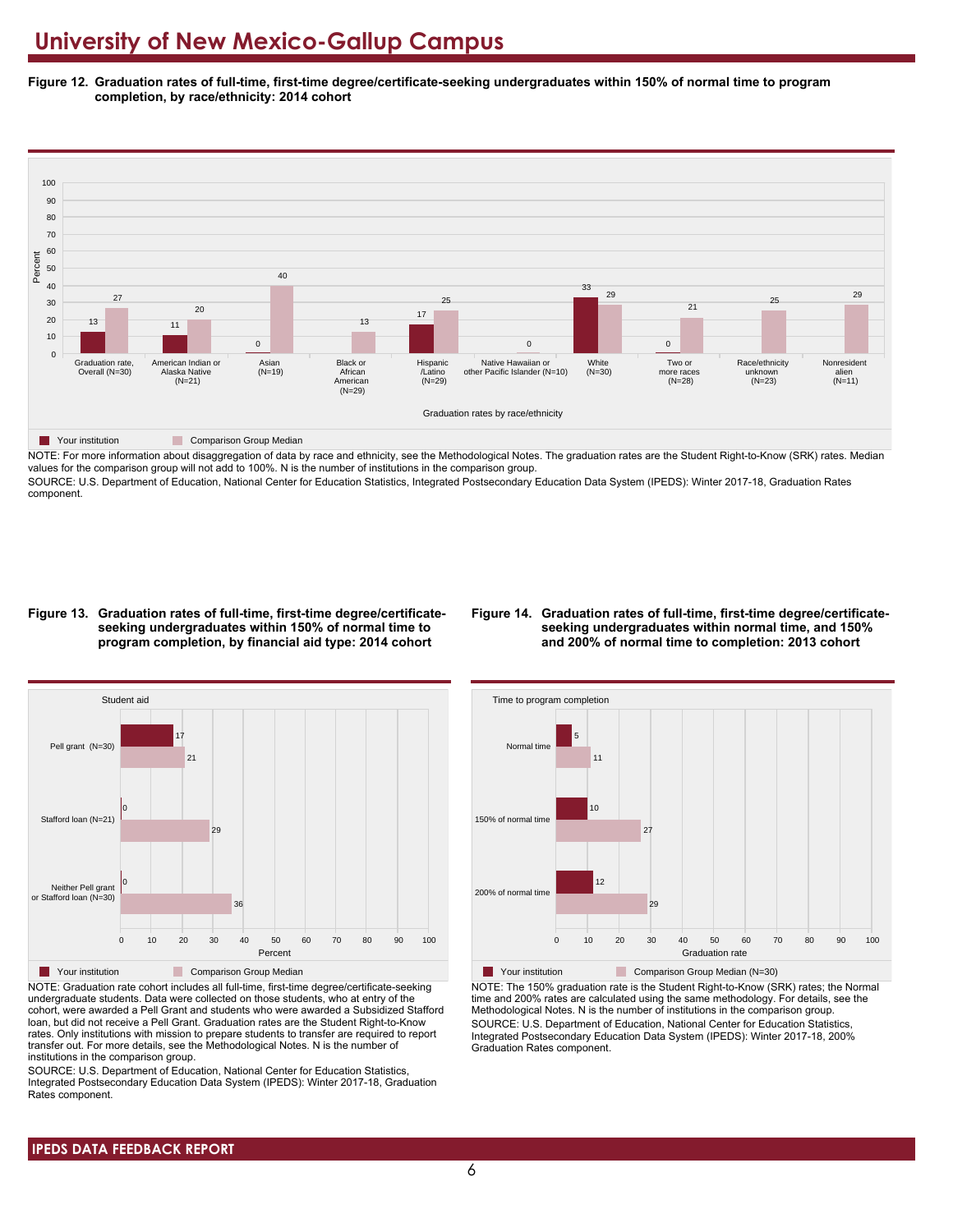# University of New Mexico-Gallup Campus

**Figure 12. Graduation rates of full-time, first-time degree/certificate-seeking undergraduates within 150% of normal time to program completion, by race/ethnicity: 2014 cohort**

| Graduation rates by race/ethnicity | Your institution | Comparison Group Median |
|---|---|---|
| Graduation rate, Overall (N=30) | 13 | 27 |
| American Indian or Alaska Native (N=21) | 11 | 20 |
| Asian (N=19) | 0 | 40 |
| Black or African American (N=29) | | 13 |
| Hispanic /Latino (N=29) | 17 | 25 |
| Native Hawaiian or other Pacific Islander (N=10) | | 0 |
| White (N=30) | 33 | 29 |
| Two or more races (N=28) | 0 | 21 |
| Race/ethnicity unknown (N=23) | | 25 |
| Nonresident alien (N=11) | | 29 |

NOTE: For more information about disaggregation of data by race and ethnicity, see the Methodological Notes. The graduation rates are the Student Right-to-Know (SRK) rates. Median values for the comparison group will not add to 100%. N is the number of institutions in the comparison group.

SOURCE: U.S. Department of Education, National Center for Education Statistics, Integrated Postsecondary Education Data System (IPEDS): Winter 2017-18, Graduation Rates component.

**Figure 13. Graduation rates of full-time, first-time degree/certificate-seeking undergraduates within 150% of normal time to program completion, by financial aid type: 2014 cohort**

| Student aid | Your institution | Comparison Group Median |
|---|---|---|
| Pell grant (N=30) | 17 | 21 |
| Stafford loan (N=21) | 0 | 29 |
| Neither Pell grant or Stafford loan (N=30) | 0 | 36 |

NOTE: Graduation rate cohort includes all full-time, first-time degree/certificate-seeking undergraduate students. Data were collected on those students, who at entry of the cohort, were awarded a Pell Grant and students who were awarded a Subsidized Stafford loan, but did not receive a Pell Grant. Graduation rates are the Student Right-to-Know rates. Only institutions with mission to prepare students to transfer are required to report transfer out. For more details, see the Methodological Notes. N is the number of institutions in the comparison group.

SOURCE: U.S. Department of Education, National Center for Education Statistics, Integrated Postsecondary Education Data System (IPEDS): Winter 2017-18, Graduation Rates component.

**Figure 14. Graduation rates of full-time, first-time degree/certificate-seeking undergraduates within normal time, and 150% and 200% of normal time to completion: 2013 cohort**

| Time to program completion | Your institution | Comparison Group Median (N=30) |
|---|---|---|
| Normal time | 5 | 11 |
| 150% of normal time | 10 | 27 |
| 200% of normal time | 12 | 29 |

NOTE: The 150% graduation rate is the Student Right-to-Know (SRK) rates; the Normal time and 200% rates are calculated using the same methodology. For details, see the Methodological Notes. N is the number of institutions in the comparison group.

SOURCE: U.S. Department of Education, National Center for Education Statistics, Integrated Postsecondary Education Data System (IPEDS): Winter 2017-18, 200% Graduation Rates component.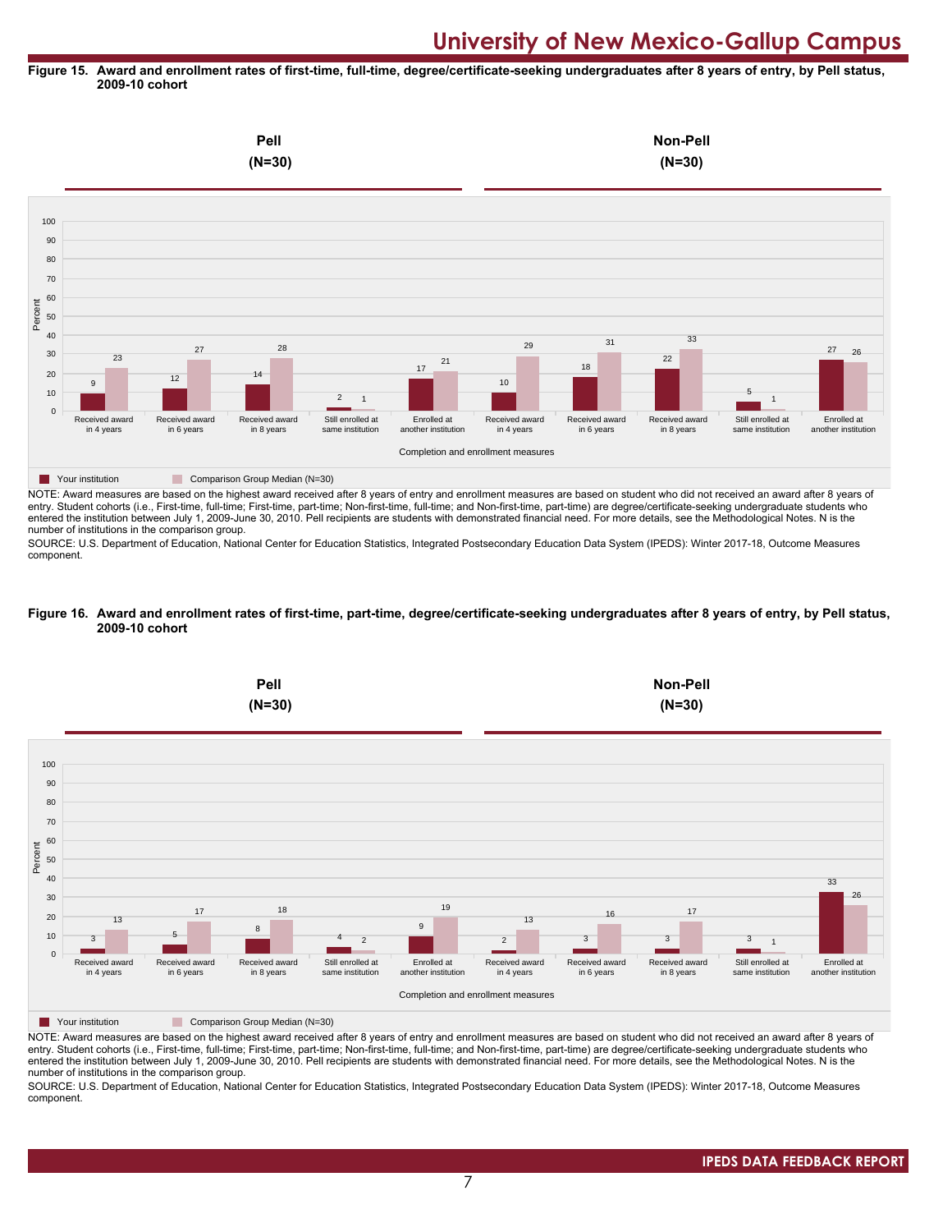**Figure 15. Award and enrollment rates of first-time, full-time, degree/certificate-seeking undergraduates after 8 years of entry, by Pell status, 2009-10 cohort**

| | Pell (N=30) | | | | | Non-Pell (N=30) | | | | |
|---|---|---|---|---|---|---|---|---|---|---|
| Completion and enrollment measures | Received award in 4 years | Received award in 6 years | Received award in 8 years | Still enrolled at same institution | Enrolled at another institution | Received award in 4 years | Received award in 6 years | Received award in 8 years | Still enrolled at same institution | Enrolled at another institution |
| Your institution | 9 | 12 | 14 | 2 | 17 | 10 | 18 | 22 | 5 | 27 |
| Comparison Group Median (N=30) | 23 | 27 | 28 | 1 | 21 | 29 | 31 | 33 | 1 | 26 |

NOTE: Award measures are based on the highest award received after 8 years of entry and enrollment measures are based on student who did not received an award after 8 years of entry. Student cohorts (i.e., First-time, full-time; First-time, part-time; Non-first-time, full-time; and Non-first-time, part-time) are degree/certificate-seeking undergraduate students who entered the institution between July 1, 2009-June 30, 2010. Pell recipients are students with demonstrated financial need. For more details, see the Methodological Notes. N is the number of institutions in the comparison group.

SOURCE: U.S. Department of Education, National Center for Education Statistics, Integrated Postsecondary Education Data System (IPEDS): Winter 2017-18, Outcome Measures component.

**Figure 16. Award and enrollment rates of first-time, part-time, degree/certificate-seeking undergraduates after 8 years of entry, by Pell status, 2009-10 cohort**

| | Pell (N=30) | | | | | Non-Pell (N=30) | | | | |
|---|---|---|---|---|---|---|---|---|---|---|
| Completion and enrollment measures | Received award in 4 years | Received award in 6 years | Received award in 8 years | Still enrolled at same institution | Enrolled at another institution | Received award in 4 years | Received award in 6 years | Received award in 8 years | Still enrolled at same institution | Enrolled at another institution |
| Your institution | 3 | 5 | 8 | 4 | 9 | 2 | 3 | 3 | 3 | 33 |
| Comparison Group Median (N=30) | 13 | 17 | 18 | 2 | 19 | 13 | 16 | 17 | 1 | 26 |

NOTE: Award measures are based on the highest award received after 8 years of entry and enrollment measures are based on student who did not received an award after 8 years of entry. Student cohorts (i.e., First-time, full-time; First-time, part-time; Non-first-time, full-time; and Non-first-time, part-time) are degree/certificate-seeking undergraduate students who entered the institution between July 1, 2009-June 30, 2010. Pell recipients are students with demonstrated financial need. For more details, see the Methodological Notes. N is the number of institutions in the comparison group.

SOURCE: U.S. Department of Education, National Center for Education Statistics, Integrated Postsecondary Education Data System (IPEDS): Winter 2017-18, Outcome Measures component.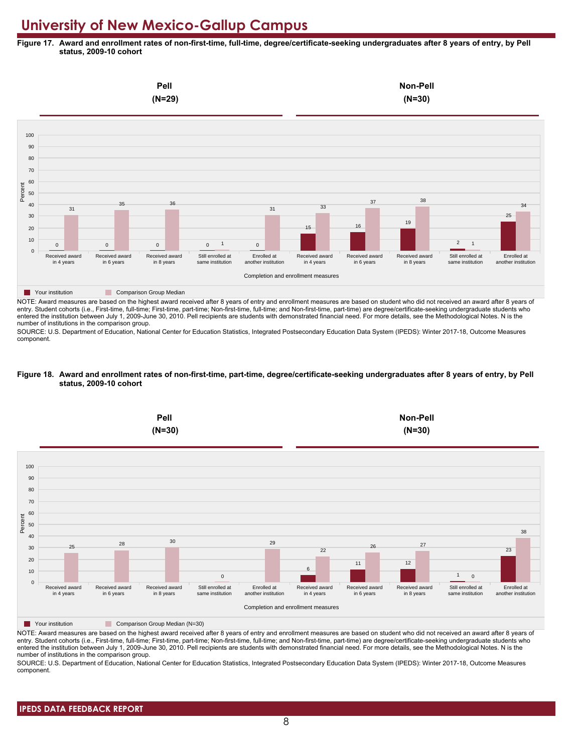# University of New Mexico-Gallup Campus

**Figure 17. Award and enrollment rates of non-first-time, full-time, degree/certificate-seeking undergraduates after 8 years of entry, by Pell status, 2009-10 cohort**

| Completion and enrollment measures | Pell (N=29): Your institution | Pell (N=29): Comparison Group Median | Non-Pell (N=30): Your institution | Non-Pell (N=30): Comparison Group Median |
|---|---|---|---|---|
| Received award in 4 years | 0 | 31 | 15 | 33 |
| Received award in 6 years | 0 | 35 | 16 | 37 |
| Received award in 8 years | 0 | 36 | 19 | 38 |
| Still enrolled at same institution | 0 | 1 | 2 | 1 |
| Enrolled at another institution | 0 | 31 | 25 | 34 |

NOTE: Award measures are based on the highest award received after 8 years of entry and enrollment measures are based on student who did not received an award after 8 years of entry. Student cohorts (i.e., First-time, full-time; First-time, part-time; Non-first-time, full-time; and Non-first-time, part-time) are degree/certificate-seeking undergraduate students who entered the institution between July 1, 2009-June 30, 2010. Pell recipients are students with demonstrated financial need. For more details, see the Methodological Notes. N is the number of institutions in the comparison group.

SOURCE: U.S. Department of Education, National Center for Education Statistics, Integrated Postsecondary Education Data System (IPEDS): Winter 2017-18, Outcome Measures component.

**Figure 18. Award and enrollment rates of non-first-time, part-time, degree/certificate-seeking undergraduates after 8 years of entry, by Pell status, 2009-10 cohort**

| Completion and enrollment measures | Pell (N=30): Your institution | Pell (N=30): Comparison Group Median (N=30) | Non-Pell (N=30): Your institution | Non-Pell (N=30): Comparison Group Median (N=30) |
|---|---|---|---|---|
| Received award in 4 years | | 25 | 6 | 22 |
| Received award in 6 years | | 28 | 11 | 26 |
| Received award in 8 years | | 30 | 12 | 27 |
| Still enrolled at same institution | | 0 | 1 | 0 |
| Enrolled at another institution | | 29 | 23 | 38 |

NOTE: Award measures are based on the highest award received after 8 years of entry and enrollment measures are based on student who did not received an award after 8 years of entry. Student cohorts (i.e., First-time, full-time; First-time, part-time; Non-first-time, full-time; and Non-first-time, part-time) are degree/certificate-seeking undergraduate students who entered the institution between July 1, 2009-June 30, 2010. Pell recipients are students with demonstrated financial need. For more details, see the Methodological Notes. N is the number of institutions in the comparison group.

SOURCE: U.S. Department of Education, National Center for Education Statistics, Integrated Postsecondary Education Data System (IPEDS): Winter 2017-18, Outcome Measures component.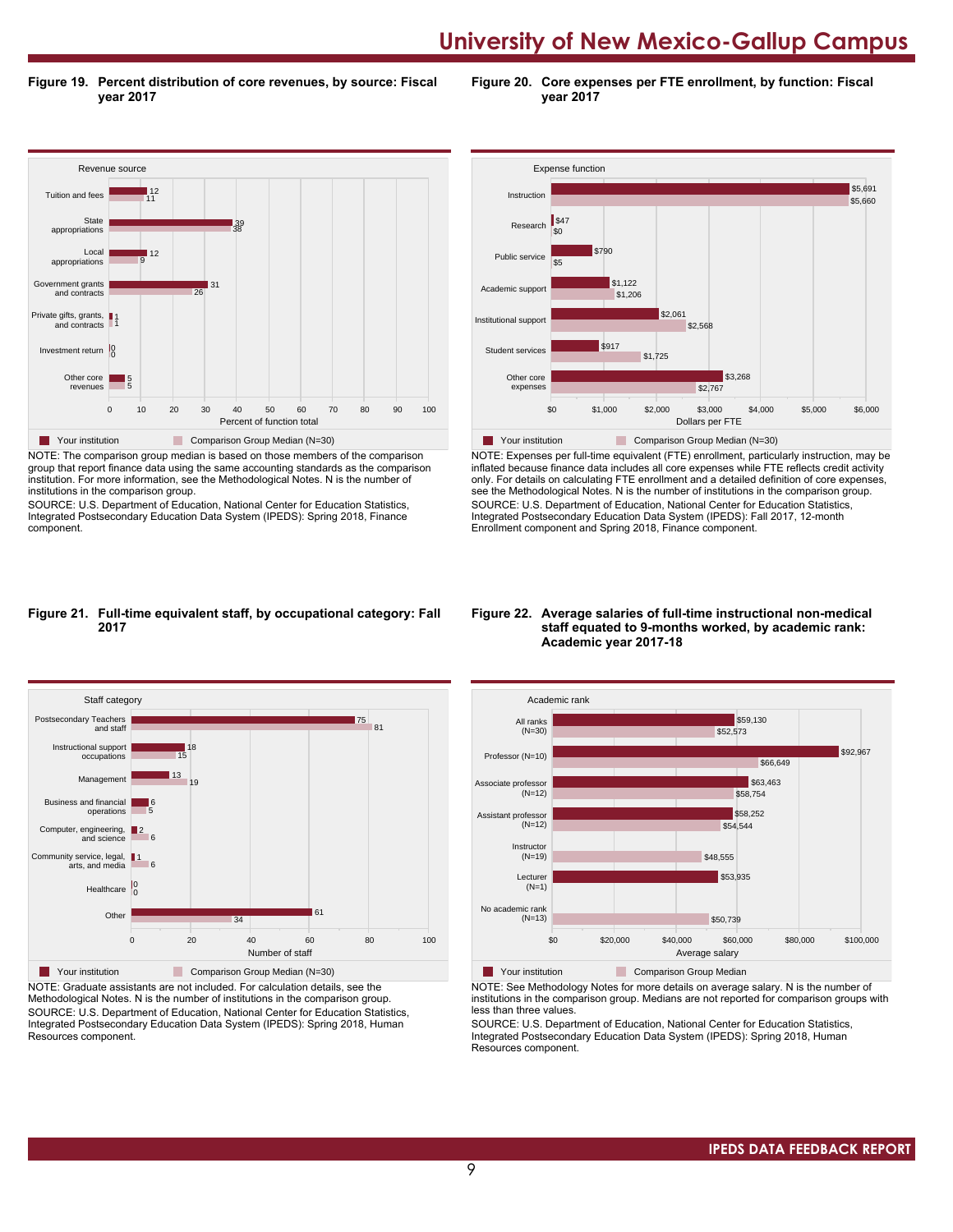# University of New Mexico-Gallup Campus

**Figure 19. Percent distribution of core revenues, by source: Fiscal year 2017**

| Revenue source | Your institution | Comparison Group Median (N=30) |
|---|---|---|
| Tuition and fees | 12 | 11 |
| State appropriations | 39 | 38 |
| Local appropriations | 12 | 9 |
| Government grants and contracts | 31 | 26 |
| Private gifts, grants, and contracts | 1 | 1 |
| Investment return | 0 | 0 |
| Other core revenues | 5 | 5 |

Percent of function total

NOTE: The comparison group median is based on those members of the comparison group that report finance data using the same accounting standards as the comparison institution. For more information, see the Methodological Notes. N is the number of institutions in the comparison group.

SOURCE: U.S. Department of Education, National Center for Education Statistics, Integrated Postsecondary Education Data System (IPEDS): Spring 2018, Finance component.

**Figure 20. Core expenses per FTE enrollment, by function: Fiscal year 2017**

| Expense function | Your institution | Comparison Group Median (N=30) |
|---|---|---|
| Instruction | $5,691 | $5,660 |
| Research | $47 | $0 |
| Public service | $790 | $5 |
| Academic support | $1,122 | $1,206 |
| Institutional support | $2,061 | $2,568 |
| Student services | $917 | $1,725 |
| Other core expenses | $3,268 | $2,767 |

Dollars per FTE

NOTE: Expenses per full-time equivalent (FTE) enrollment, particularly instruction, may be inflated because finance data includes all core expenses while FTE reflects credit activity only. For details on calculating FTE enrollment and a detailed definition of core expenses, see the Methodological Notes. N is the number of institutions in the comparison group.

SOURCE: U.S. Department of Education, National Center for Education Statistics, Integrated Postsecondary Education Data System (IPEDS): Fall 2017, 12-month Enrollment component and Spring 2018, Finance component.

**Figure 21. Full-time equivalent staff, by occupational category: Fall 2017**

| Staff category | Your institution | Comparison Group Median (N=30) |
|---|---|---|
| Postsecondary Teachers and staff | 75 | 81 |
| Instructional support occupations | 18 | 15 |
| Management | 13 | 19 |
| Business and financial operations | 6 | 5 |
| Computer, engineering, and science | 2 | 6 |
| Community service, legal, arts, and media | 1 | 6 |
| Healthcare | 0 | 0 |
| Other | 61 | 34 |

Number of staff

NOTE: Graduate assistants are not included. For calculation details, see the Methodological Notes. N is the number of institutions in the comparison group.

SOURCE: U.S. Department of Education, National Center for Education Statistics, Integrated Postsecondary Education Data System (IPEDS): Spring 2018, Human Resources component.

**Figure 22. Average salaries of full-time instructional non-medical staff equated to 9-months worked, by academic rank: Academic year 2017-18**

| Academic rank | Your institution | Comparison Group Median |
|---|---|---|
| All ranks (N=30) | $59,130 | $52,573 |
| Professor (N=10) | $92,967 | $66,649 |
| Associate professor (N=12) | $63,463 | $58,754 |
| Assistant professor (N=12) | $58,252 | $54,544 |
| Instructor (N=19) | | $48,555 |
| Lecturer (N=1) | $53,935 | |
| No academic rank (N=13) | | $50,739 |

Average salary

NOTE: See Methodology Notes for more details on average salary. N is the number of institutions in the comparison group. Medians are not reported for comparison groups with less than three values.

SOURCE: U.S. Department of Education, National Center for Education Statistics, Integrated Postsecondary Education Data System (IPEDS): Spring 2018, Human Resources component.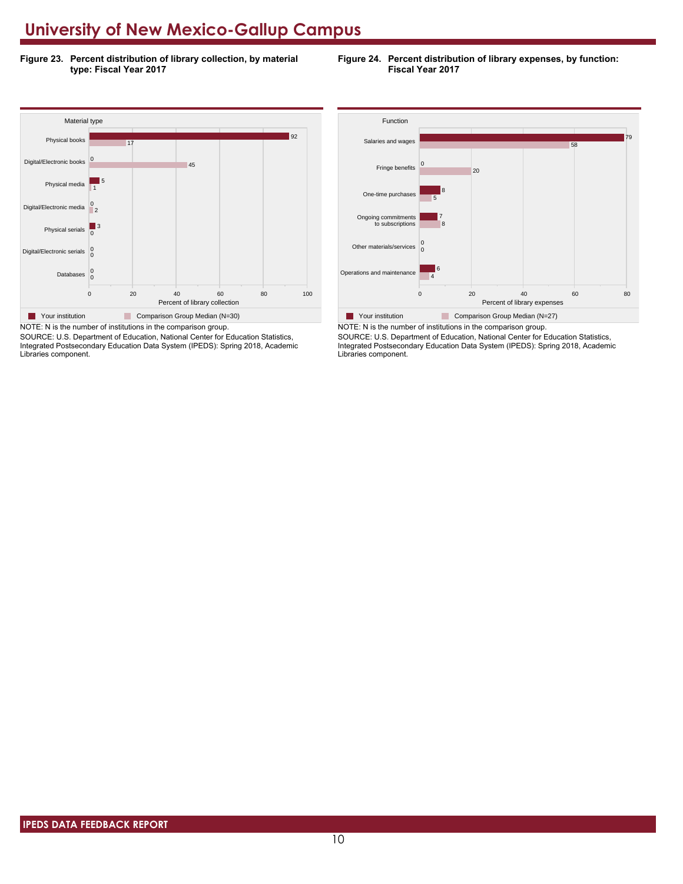# University of New Mexico-Gallup Campus

**Figure 23. Percent distribution of library collection, by material type: Fiscal Year 2017**

| Material type | Your institution | Comparison Group Median (N=30) |
|---|---|---|
| Physical books | 92 | 17 |
| Digital/Electronic books | 0 | 45 |
| Physical media | 5 | 1 |
| Digital/Electronic media | 0 | 2 |
| Physical serials | 3 | 0 |
| Digital/Electronic serials | 0 | 0 |
| Databases | 0 | 0 |

Percent of library collection

NOTE: N is the number of institutions in the comparison group.

SOURCE: U.S. Department of Education, National Center for Education Statistics, Integrated Postsecondary Education Data System (IPEDS): Spring 2018, Academic Libraries component.

**Figure 24. Percent distribution of library expenses, by function: Fiscal Year 2017**

| Function | Your institution | Comparison Group Median (N=27) |
|---|---|---|
| Salaries and wages | 79 | 58 |
| Fringe benefits | 0 | 20 |
| One-time purchases | 8 | 5 |
| Ongoing commitments to subscriptions | 7 | 8 |
| Other materials/services | 0 | 0 |
| Operations and maintenance | 6 | 4 |

Percent of library expenses

NOTE: N is the number of institutions in the comparison group.

SOURCE: U.S. Department of Education, National Center for Education Statistics, Integrated Postsecondary Education Data System (IPEDS): Spring 2018, Academic Libraries component.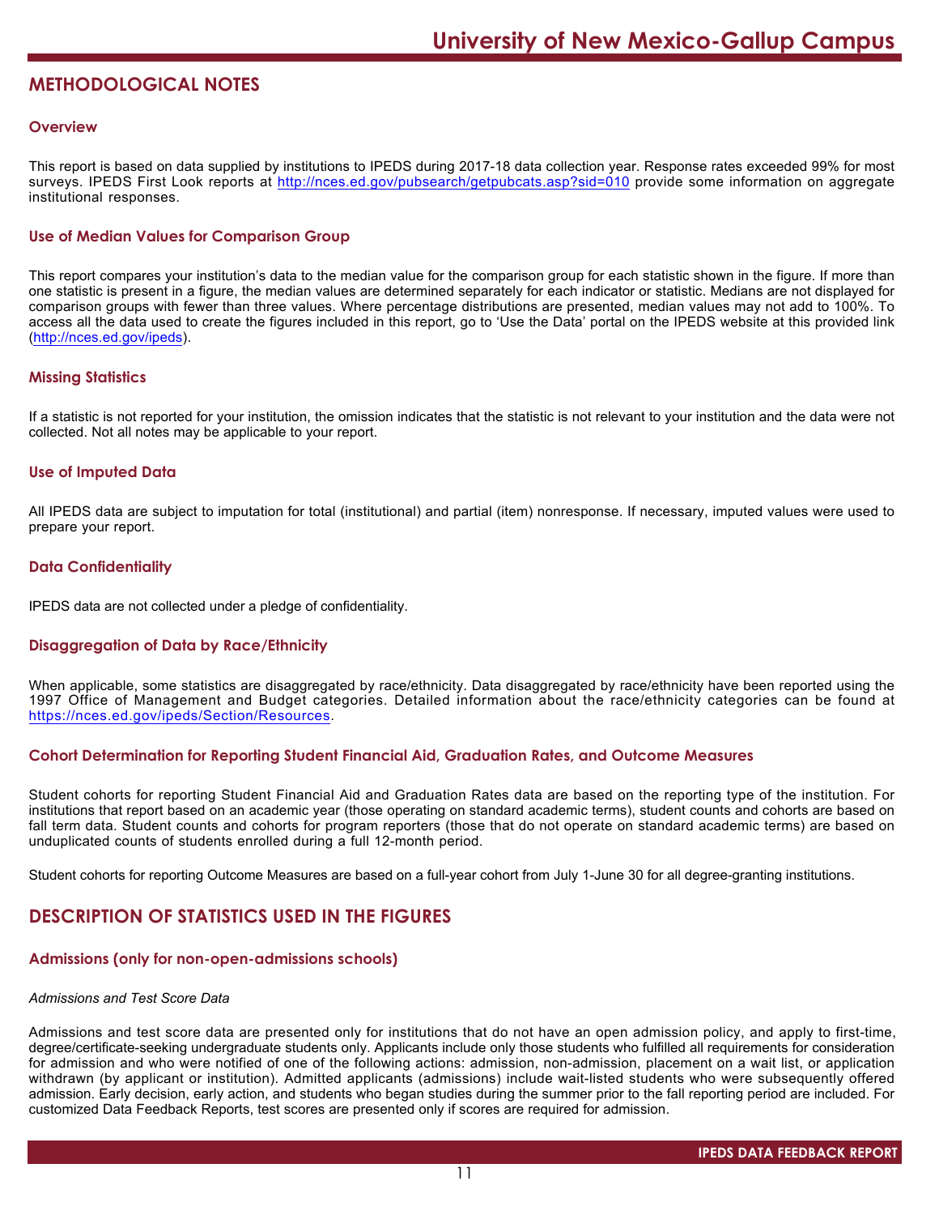# METHODOLOGICAL NOTES

### Overview

This report is based on data supplied by institutions to IPEDS during 2017-18 data collection year. Response rates exceeded 99% for most surveys. IPEDS First Look reports at http://nces.ed.gov/pubsearch/getpubcats.asp?sid=010 provide some information on aggregate institutional responses.

### Use of Median Values for Comparison Group

This report compares your institution's data to the median value for the comparison group for each statistic shown in the figure. If more than one statistic is present in a figure, the median values are determined separately for each indicator or statistic. Medians are not displayed for comparison groups with fewer than three values. Where percentage distributions are presented, median values may not add to 100%. To access all the data used to create the figures included in this report, go to 'Use the Data' portal on the IPEDS website at this provided link (http://nces.ed.gov/ipeds).

### Missing Statistics

If a statistic is not reported for your institution, the omission indicates that the statistic is not relevant to your institution and the data were not collected. Not all notes may be applicable to your report.

### Use of Imputed Data

All IPEDS data are subject to imputation for total (institutional) and partial (item) nonresponse. If necessary, imputed values were used to prepare your report.

### Data Confidentiality

IPEDS data are not collected under a pledge of confidentiality.

### Disaggregation of Data by Race/Ethnicity

When applicable, some statistics are disaggregated by race/ethnicity. Data disaggregated by race/ethnicity have been reported using the 1997 Office of Management and Budget categories. Detailed information about the race/ethnicity categories can be found at https://nces.ed.gov/ipeds/Section/Resources.

### Cohort Determination for Reporting Student Financial Aid, Graduation Rates, and Outcome Measures

Student cohorts for reporting Student Financial Aid and Graduation Rates data are based on the reporting type of the institution. For institutions that report based on an academic year (those operating on standard academic terms), student counts and cohorts are based on fall term data. Student counts and cohorts for program reporters (those that do not operate on standard academic terms) are based on unduplicated counts of students enrolled during a full 12-month period.

Student cohorts for reporting Outcome Measures are based on a full-year cohort from July 1-June 30 for all degree-granting institutions.

# DESCRIPTION OF STATISTICS USED IN THE FIGURES

### Admissions (only for non-open-admissions schools)

*Admissions and Test Score Data*

Admissions and test score data are presented only for institutions that do not have an open admission policy, and apply to first-time, degree/certificate-seeking undergraduate students only. Applicants include only those students who fulfilled all requirements for consideration for admission and who were notified of one of the following actions: admission, non-admission, placement on a wait list, or application withdrawn (by applicant or institution). Admitted applicants (admissions) include wait-listed students who were subsequently offered admission. Early decision, early action, and students who began studies during the summer prior to the fall reporting period are included. For customized Data Feedback Reports, test scores are presented only if scores are required for admission.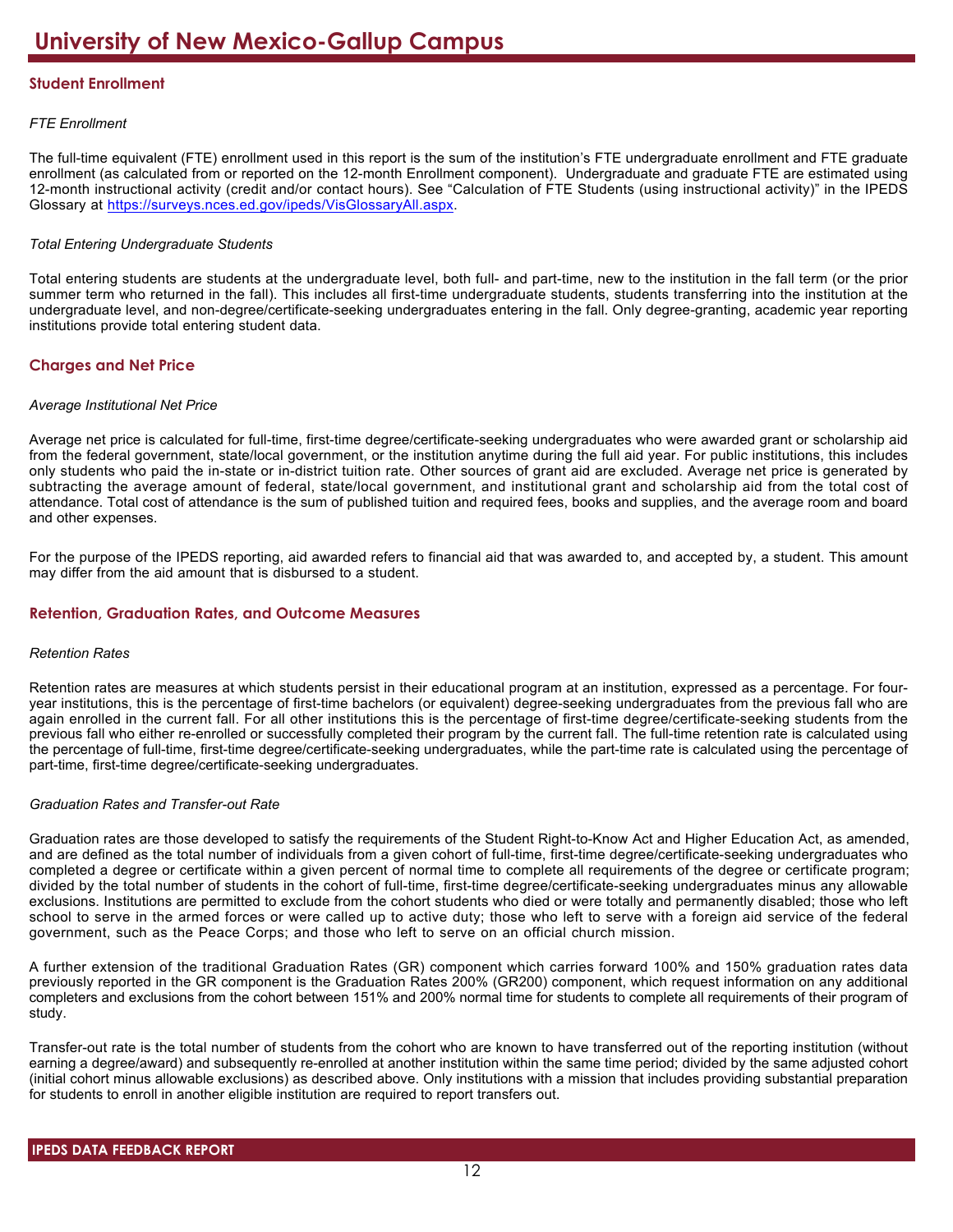# University of New Mexico-Gallup Campus

## Student Enrollment

*FTE Enrollment*

The full-time equivalent (FTE) enrollment used in this report is the sum of the institution's FTE undergraduate enrollment and FTE graduate enrollment (as calculated from or reported on the 12-month Enrollment component). Undergraduate and graduate FTE are estimated using 12-month instructional activity (credit and/or contact hours). See "Calculation of FTE Students (using instructional activity)" in the IPEDS Glossary at https://surveys.nces.ed.gov/ipeds/VisGlossaryAll.aspx.

*Total Entering Undergraduate Students*

Total entering students are students at the undergraduate level, both full- and part-time, new to the institution in the fall term (or the prior summer term who returned in the fall). This includes all first-time undergraduate students, students transferring into the institution at the undergraduate level, and non-degree/certificate-seeking undergraduates entering in the fall. Only degree-granting, academic year reporting institutions provide total entering student data.

## Charges and Net Price

*Average Institutional Net Price*

Average net price is calculated for full-time, first-time degree/certificate-seeking undergraduates who were awarded grant or scholarship aid from the federal government, state/local government, or the institution anytime during the full aid year. For public institutions, this includes only students who paid the in-state or in-district tuition rate. Other sources of grant aid are excluded. Average net price is generated by subtracting the average amount of federal, state/local government, and institutional grant and scholarship aid from the total cost of attendance. Total cost of attendance is the sum of published tuition and required fees, books and supplies, and the average room and board and other expenses.

For the purpose of the IPEDS reporting, aid awarded refers to financial aid that was awarded to, and accepted by, a student. This amount may differ from the aid amount that is disbursed to a student.

## Retention, Graduation Rates, and Outcome Measures

*Retention Rates*

Retention rates are measures at which students persist in their educational program at an institution, expressed as a percentage. For four-year institutions, this is the percentage of first-time bachelors (or equivalent) degree-seeking undergraduates from the previous fall who are again enrolled in the current fall. For all other institutions this is the percentage of first-time degree/certificate-seeking students from the previous fall who either re-enrolled or successfully completed their program by the current fall. The full-time retention rate is calculated using the percentage of full-time, first-time degree/certificate-seeking undergraduates, while the part-time rate is calculated using the percentage of part-time, first-time degree/certificate-seeking undergraduates.

*Graduation Rates and Transfer-out Rate*

Graduation rates are those developed to satisfy the requirements of the Student Right-to-Know Act and Higher Education Act, as amended, and are defined as the total number of individuals from a given cohort of full-time, first-time degree/certificate-seeking undergraduates who completed a degree or certificate within a given percent of normal time to complete all requirements of the degree or certificate program; divided by the total number of students in the cohort of full-time, first-time degree/certificate-seeking undergraduates minus any allowable exclusions. Institutions are permitted to exclude from the cohort students who died or were totally and permanently disabled; those who left school to serve in the armed forces or were called up to active duty; those who left to serve with a foreign aid service of the federal government, such as the Peace Corps; and those who left to serve on an official church mission.

A further extension of the traditional Graduation Rates (GR) component which carries forward 100% and 150% graduation rates data previously reported in the GR component is the Graduation Rates 200% (GR200) component, which request information on any additional completers and exclusions from the cohort between 151% and 200% normal time for students to complete all requirements of their program of study.

Transfer-out rate is the total number of students from the cohort who are known to have transferred out of the reporting institution (without earning a degree/award) and subsequently re-enrolled at another institution within the same time period; divided by the same adjusted cohort (initial cohort minus allowable exclusions) as described above. Only institutions with a mission that includes providing substantial preparation for students to enroll in another eligible institution are required to report transfers out.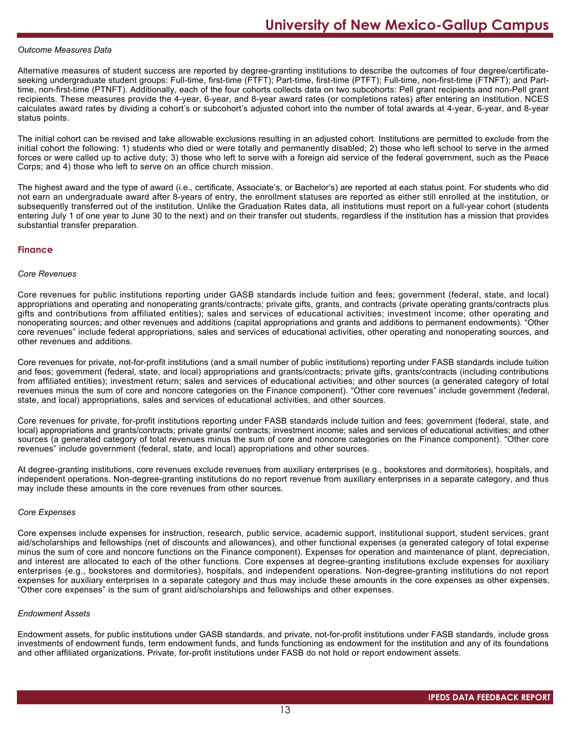*Outcome Measures Data*

Alternative measures of student success are reported by degree-granting institutions to describe the outcomes of four degree/certificate-seeking undergraduate student groups: Full-time, first-time (FTFT); Part-time, first-time (PTFT); Full-time, non-first-time (FTNFT); and Part-time, non-first-time (PTNFT). Additionally, each of the four cohorts collects data on two subcohorts: Pell grant recipients and non-Pell grant recipients. These measures provide the 4-year, 6-year, and 8-year award rates (or completions rates) after entering an institution. NCES calculates award rates by dividing a cohort's or subcohort's adjusted cohort into the number of total awards at 4-year, 6-year, and 8-year status points.

The initial cohort can be revised and take allowable exclusions resulting in an adjusted cohort. Institutions are permitted to exclude from the initial cohort the following: 1) students who died or were totally and permanently disabled; 2) those who left school to serve in the armed forces or were called up to active duty; 3) those who left to serve with a foreign aid service of the federal government, such as the Peace Corps; and 4) those who left to serve on an office church mission.

The highest award and the type of award (i.e., certificate, Associate's, or Bachelor's) are reported at each status point. For students who did not earn an undergraduate award after 8-years of entry, the enrollment statuses are reported as either still enrolled at the institution, or subsequently transferred out of the institution. Unlike the Graduation Rates data, all institutions must report on a full-year cohort (students entering July 1 of one year to June 30 to the next) and on their transfer out students, regardless if the institution has a mission that provides substantial transfer preparation.

## Finance

*Core Revenues*

Core revenues for public institutions reporting under GASB standards include tuition and fees; government (federal, state, and local) appropriations and operating and nonoperating grants/contracts; private gifts, grants, and contracts (private operating grants/contracts plus gifts and contributions from affiliated entities); sales and services of educational activities; investment income; other operating and nonoperating sources; and other revenues and additions (capital appropriations and grants and additions to permanent endowments). "Other core revenues" include federal appropriations, sales and services of educational activities, other operating and nonoperating sources, and other revenues and additions.

Core revenues for private, not-for-profit institutions (and a small number of public institutions) reporting under FASB standards include tuition and fees; government (federal, state, and local) appropriations and grants/contracts; private gifts, grants/contracts (including contributions from affiliated entities); investment return; sales and services of educational activities; and other sources (a generated category of total revenues minus the sum of core and noncore categories on the Finance component). "Other core revenues" include government (federal, state, and local) appropriations, sales and services of educational activities, and other sources.

Core revenues for private, for-profit institutions reporting under FASB standards include tuition and fees; government (federal, state, and local) appropriations and grants/contracts; private grants/ contracts; investment income; sales and services of educational activities; and other sources (a generated category of total revenues minus the sum of core and noncore categories on the Finance component). "Other core revenues" include government (federal, state, and local) appropriations and other sources.

At degree-granting institutions, core revenues exclude revenues from auxiliary enterprises (e.g., bookstores and dormitories), hospitals, and independent operations. Non-degree-granting institutions do no report revenue from auxiliary enterprises in a separate category, and thus may include these amounts in the core revenues from other sources.

*Core Expenses*

Core expenses include expenses for instruction, research, public service, academic support, institutional support, student services, grant aid/scholarships and fellowships (net of discounts and allowances), and other functional expenses (a generated category of total expense minus the sum of core and noncore functions on the Finance component). Expenses for operation and maintenance of plant, depreciation, and interest are allocated to each of the other functions. Core expenses at degree-granting institutions exclude expenses for auxiliary enterprises (e.g., bookstores and dormitories), hospitals, and independent operations. Non-degree-granting institutions do not report expenses for auxiliary enterprises in a separate category and thus may include these amounts in the core expenses as other expenses. "Other core expenses" is the sum of grant aid/scholarships and fellowships and other expenses.

*Endowment Assets*

Endowment assets, for public institutions under GASB standards, and private, not-for-profit institutions under FASB standards, include gross investments of endowment funds, term endowment funds, and funds functioning as endowment for the institution and any of its foundations and other affiliated organizations. Private, for-profit institutions under FASB do not hold or report endowment assets.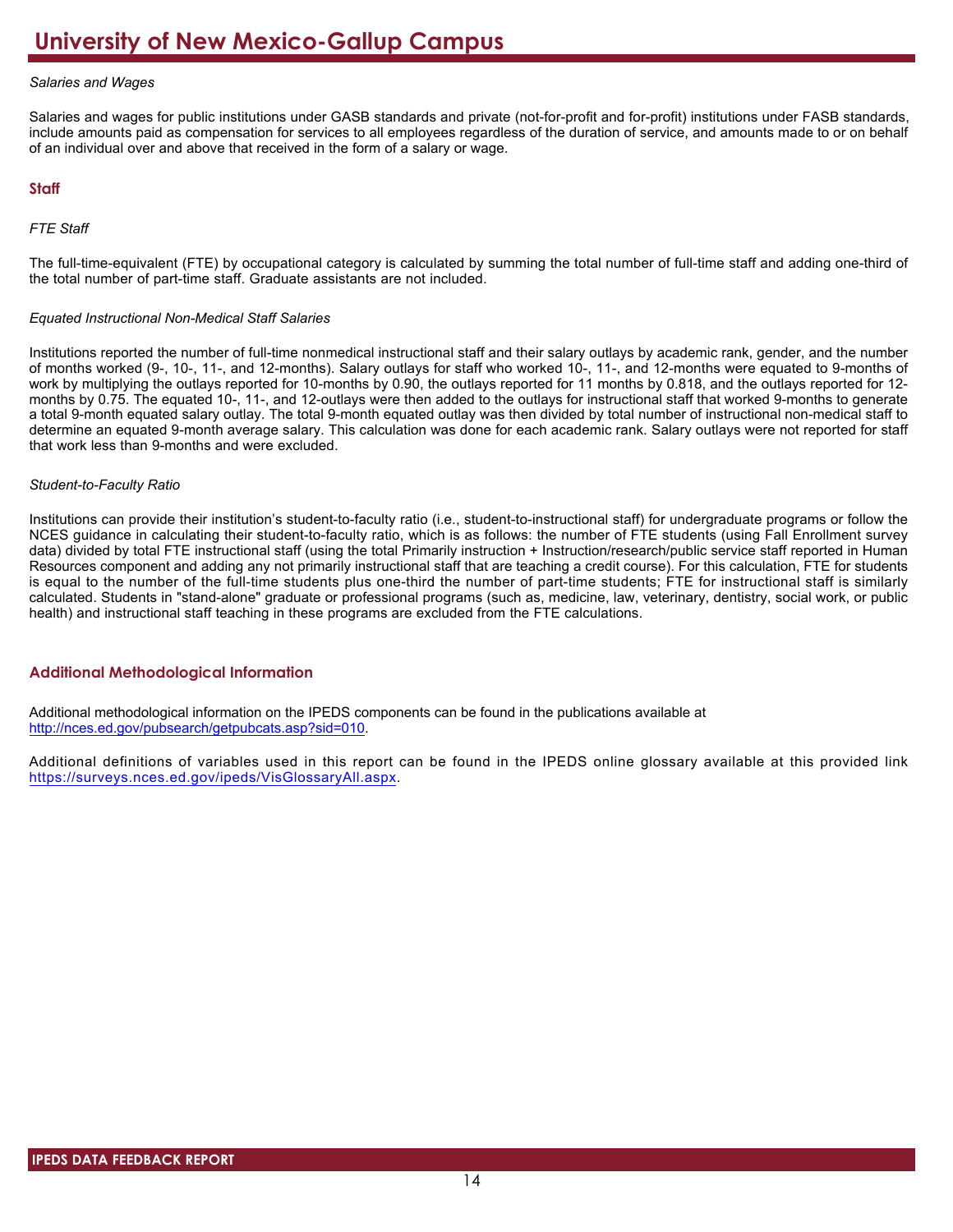*Salaries and Wages*

Salaries and wages for public institutions under GASB standards and private (not-for-profit and for-profit) institutions under FASB standards, include amounts paid as compensation for services to all employees regardless of the duration of service, and amounts made to or on behalf of an individual over and above that received in the form of a salary or wage.

## Staff

*FTE Staff*

The full-time-equivalent (FTE) by occupational category is calculated by summing the total number of full-time staff and adding one-third of the total number of part-time staff. Graduate assistants are not included.

*Equated Instructional Non-Medical Staff Salaries*

Institutions reported the number of full-time nonmedical instructional staff and their salary outlays by academic rank, gender, and the number of months worked (9-, 10-, 11-, and 12-months). Salary outlays for staff who worked 10-, 11-, and 12-months were equated to 9-months of work by multiplying the outlays reported for 10-months by 0.90, the outlays reported for 11 months by 0.818, and the outlays reported for 12-months by 0.75. The equated 10-, 11-, and 12-outlays were then added to the outlays for instructional staff that worked 9-months to generate a total 9-month equated salary outlay. The total 9-month equated outlay was then divided by total number of instructional non-medical staff to determine an equated 9-month average salary. This calculation was done for each academic rank. Salary outlays were not reported for staff that work less than 9-months and were excluded.

*Student-to-Faculty Ratio*

Institutions can provide their institution's student-to-faculty ratio (i.e., student-to-instructional staff) for undergraduate programs or follow the NCES guidance in calculating their student-to-faculty ratio, which is as follows: the number of FTE students (using Fall Enrollment survey data) divided by total FTE instructional staff (using the total Primarily instruction + Instruction/research/public service staff reported in Human Resources component and adding any not primarily instructional staff that are teaching a credit course). For this calculation, FTE for students is equal to the number of the full-time students plus one-third the number of part-time students; FTE for instructional staff is similarly calculated. Students in "stand-alone" graduate or professional programs (such as, medicine, law, veterinary, dentistry, social work, or public health) and instructional staff teaching in these programs are excluded from the FTE calculations.

## Additional Methodological Information

Additional methodological information on the IPEDS components can be found in the publications available at http://nces.ed.gov/pubsearch/getpubcats.asp?sid=010.

Additional definitions of variables used in this report can be found in the IPEDS online glossary available at this provided link https://surveys.nces.ed.gov/ipeds/VisGlossaryAll.aspx.